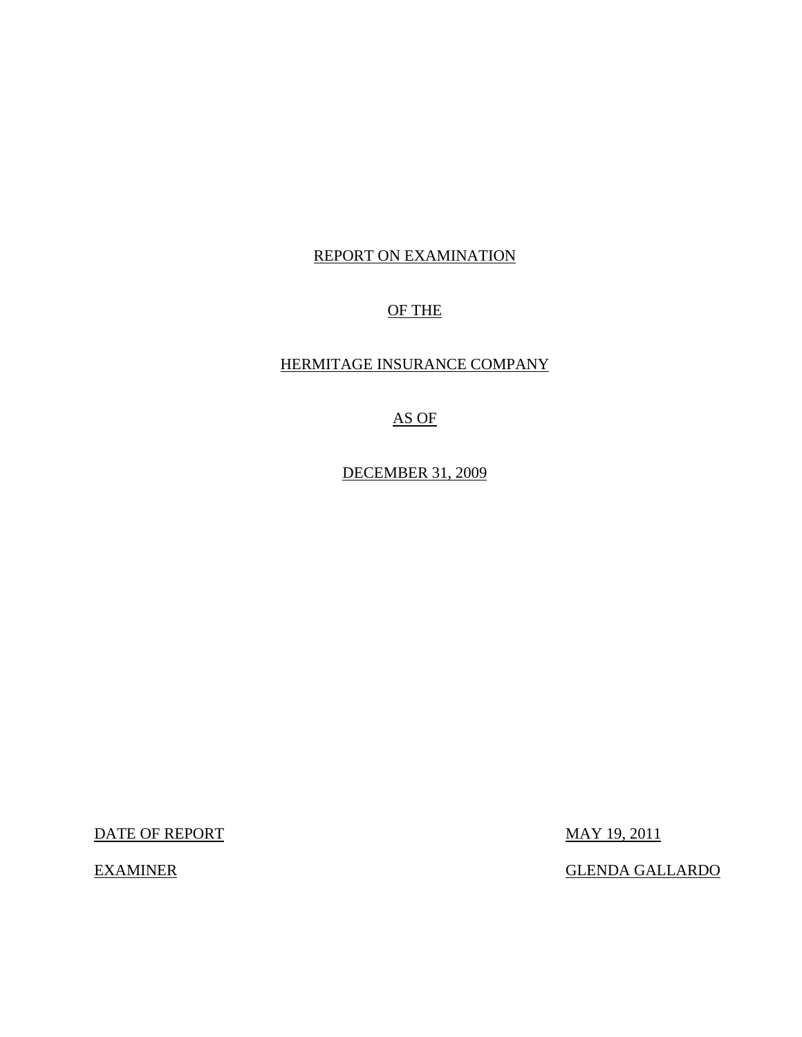REPORT ON EXAMINATION

OF THE

HERMITAGE INSURANCE COMPANY

AS OF

DECEMBER 31, 2009

DATE OF REPORT MAY 19, 2011

EXAMINER GLENDA GALLARDO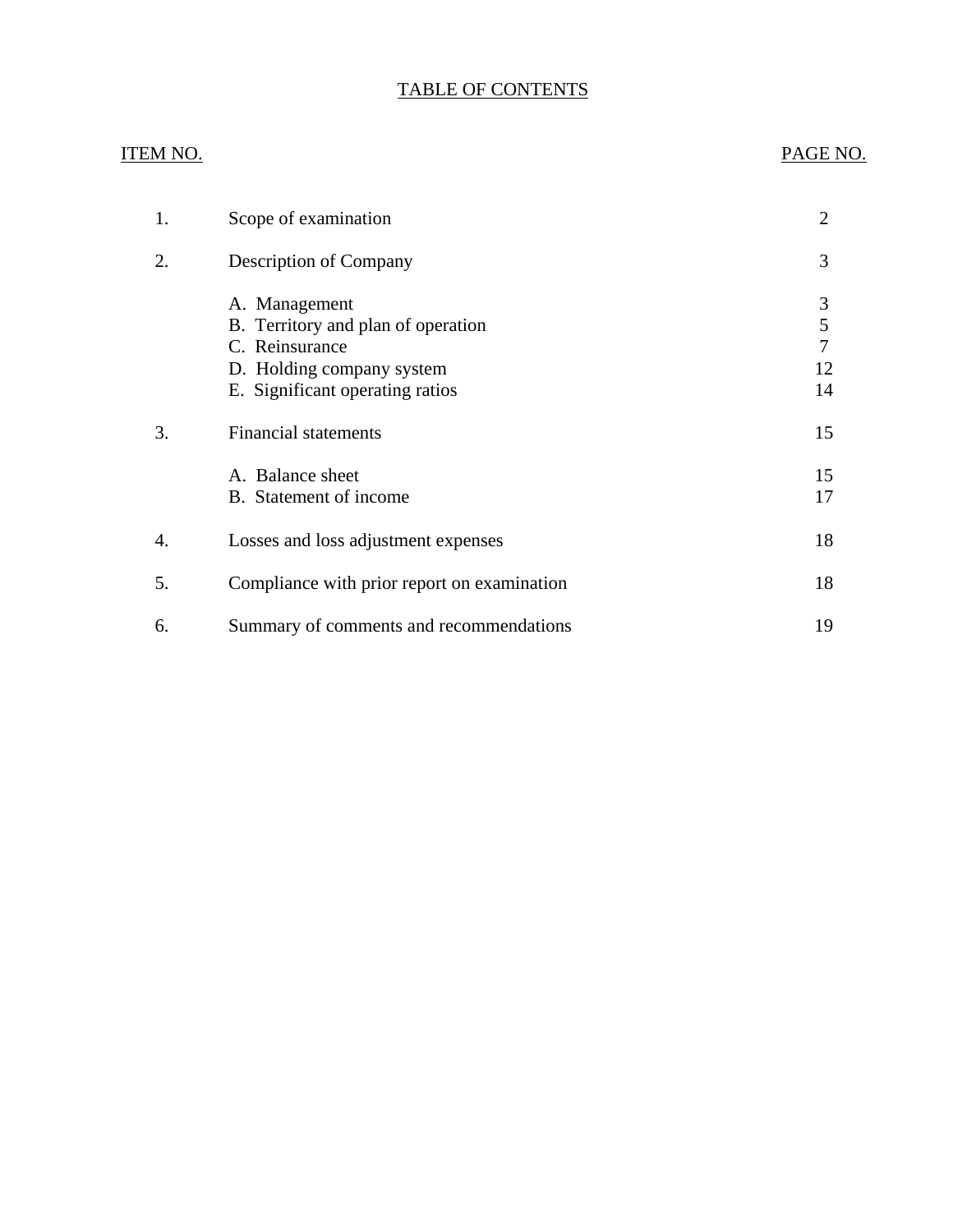# TABLE OF CONTENTS

| ITEM NO. | | PAGE NO. |
|---|---|---|
| 1. | Scope of examination | 2 |
| 2. | Description of Company | 3 |
| | A. Management | 3 |
| | B. Territory and plan of operation | 5 |
| | C. Reinsurance | 7 |
| | D. Holding company system | 12 |
| | E. Significant operating ratios | 14 |
| 3. | Financial statements | 15 |
| | A. Balance sheet | 15 |
| | B. Statement of income | 17 |
| 4. | Losses and loss adjustment expenses | 18 |
| 5. | Compliance with prior report on examination | 18 |
| 6. | Summary of comments and recommendations | 19 |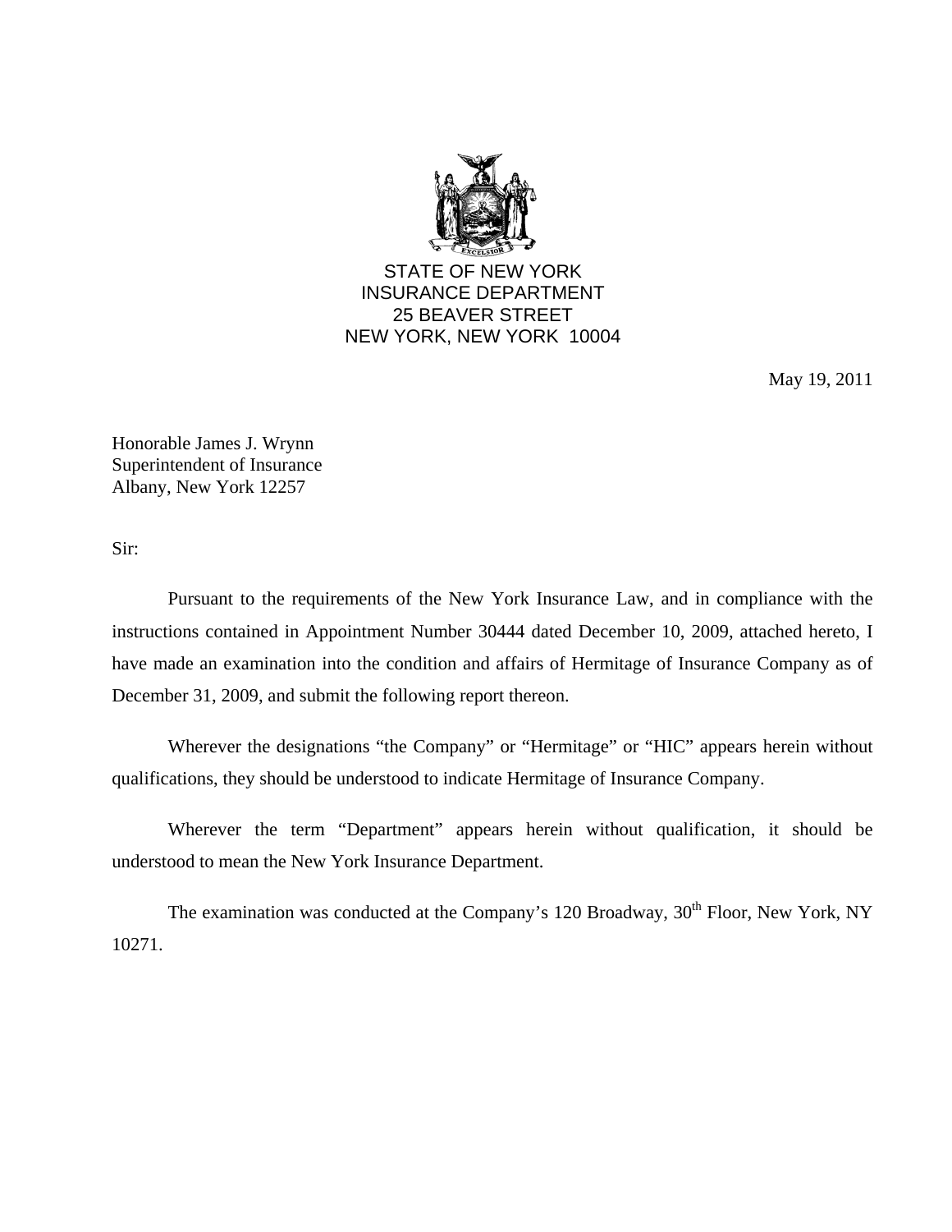STATE OF NEW YORK
INSURANCE DEPARTMENT
25 BEAVER STREET
NEW YORK, NEW YORK 10004

May 19, 2011

Honorable James J. Wrynn
Superintendent of Insurance
Albany, New York 12257

Sir:

Pursuant to the requirements of the New York Insurance Law, and in compliance with the instructions contained in Appointment Number 30444 dated December 10, 2009, attached hereto, I have made an examination into the condition and affairs of Hermitage of Insurance Company as of December 31, 2009, and submit the following report thereon.

Wherever the designations "the Company" or "Hermitage" or "HIC" appears herein without qualifications, they should be understood to indicate Hermitage of Insurance Company.

Wherever the term "Department" appears herein without qualification, it should be understood to mean the New York Insurance Department.

The examination was conducted at the Company's 120 Broadway, 30th Floor, New York, NY 10271.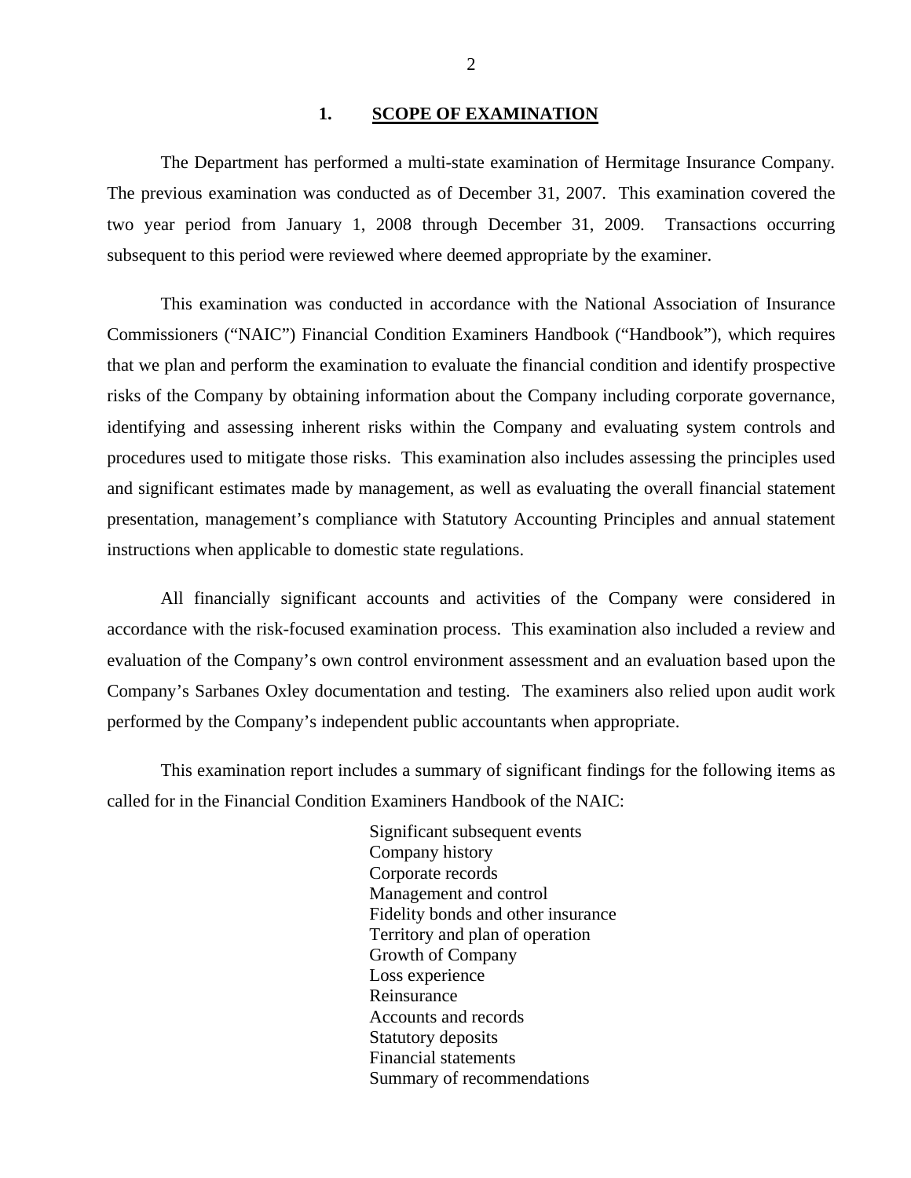## 1. SCOPE OF EXAMINATION

The Department has performed a multi-state examination of Hermitage Insurance Company. The previous examination was conducted as of December 31, 2007. This examination covered the two year period from January 1, 2008 through December 31, 2009. Transactions occurring subsequent to this period were reviewed where deemed appropriate by the examiner.

This examination was conducted in accordance with the National Association of Insurance Commissioners ("NAIC") Financial Condition Examiners Handbook ("Handbook"), which requires that we plan and perform the examination to evaluate the financial condition and identify prospective risks of the Company by obtaining information about the Company including corporate governance, identifying and assessing inherent risks within the Company and evaluating system controls and procedures used to mitigate those risks. This examination also includes assessing the principles used and significant estimates made by management, as well as evaluating the overall financial statement presentation, management's compliance with Statutory Accounting Principles and annual statement instructions when applicable to domestic state regulations.

All financially significant accounts and activities of the Company were considered in accordance with the risk-focused examination process. This examination also included a review and evaluation of the Company's own control environment assessment and an evaluation based upon the Company's Sarbanes Oxley documentation and testing. The examiners also relied upon audit work performed by the Company's independent public accountants when appropriate.

This examination report includes a summary of significant findings for the following items as called for in the Financial Condition Examiners Handbook of the NAIC:

- Significant subsequent events
- Company history
- Corporate records
- Management and control
- Fidelity bonds and other insurance
- Territory and plan of operation
- Growth of Company
- Loss experience
- Reinsurance
- Accounts and records
- Statutory deposits
- Financial statements
- Summary of recommendations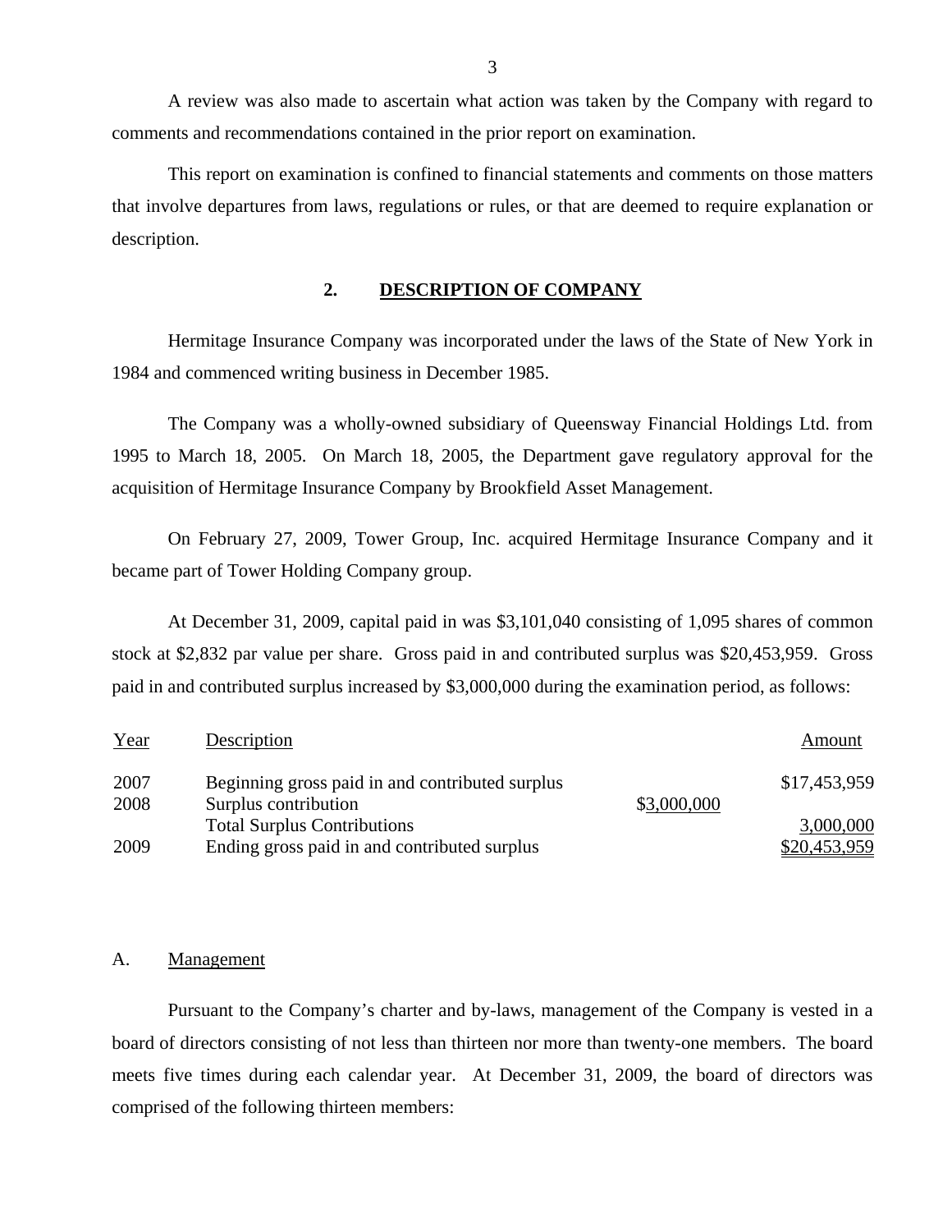A review was also made to ascertain what action was taken by the Company with regard to comments and recommendations contained in the prior report on examination.

This report on examination is confined to financial statements and comments on those matters that involve departures from laws, regulations or rules, or that are deemed to require explanation or description.

## 2. DESCRIPTION OF COMPANY

Hermitage Insurance Company was incorporated under the laws of the State of New York in 1984 and commenced writing business in December 1985.

The Company was a wholly-owned subsidiary of Queensway Financial Holdings Ltd. from 1995 to March 18, 2005. On March 18, 2005, the Department gave regulatory approval for the acquisition of Hermitage Insurance Company by Brookfield Asset Management.

On February 27, 2009, Tower Group, Inc. acquired Hermitage Insurance Company and it became part of Tower Holding Company group.

At December 31, 2009, capital paid in was $3,101,040 consisting of 1,095 shares of common stock at $2,832 par value per share. Gross paid in and contributed surplus was $20,453,959. Gross paid in and contributed surplus increased by $3,000,000 during the examination period, as follows:

| Year | Description | | Amount |
|---|---|---|---|
| 2007 | Beginning gross paid in and contributed surplus | | $17,453,959 |
| 2008 | Surplus contribution | $3,000,000 | |
| | Total Surplus Contributions | | 3,000,000 |
| 2009 | Ending gross paid in and contributed surplus | | $20,453,959 |

### A. Management

Pursuant to the Company's charter and by-laws, management of the Company is vested in a board of directors consisting of not less than thirteen nor more than twenty-one members. The board meets five times during each calendar year. At December 31, 2009, the board of directors was comprised of the following thirteen members: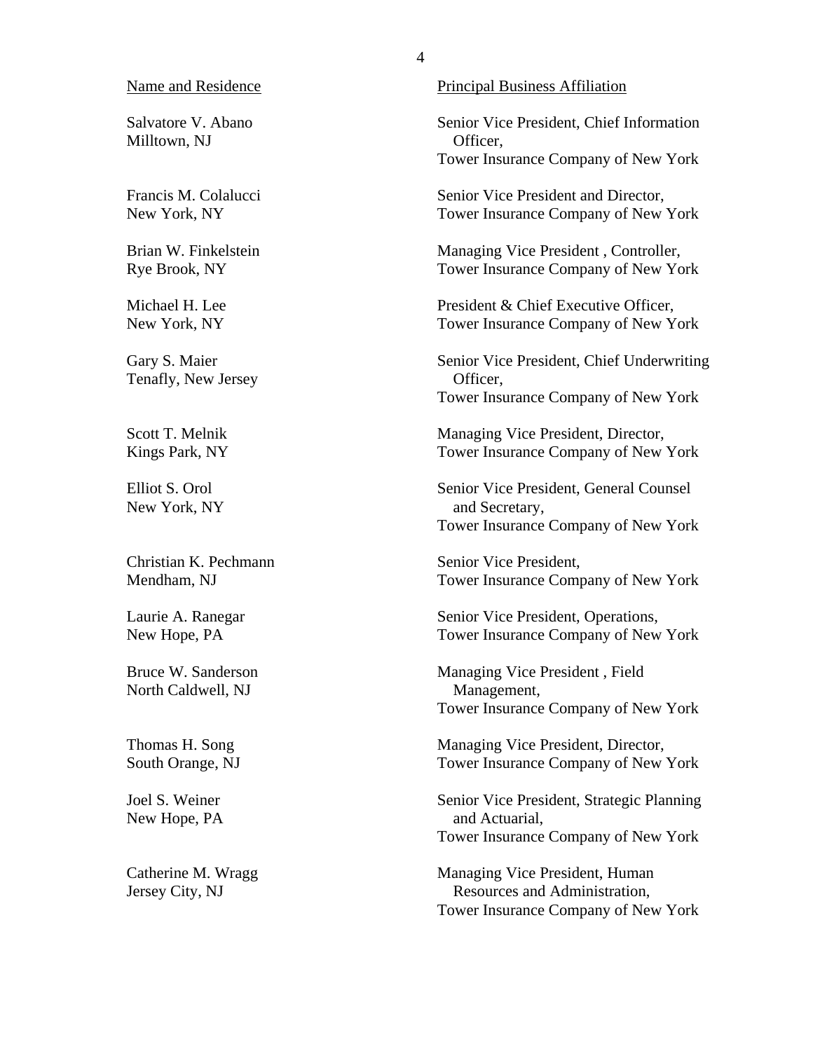| Name and Residence | Principal Business Affiliation |
|---|---|
| Salvatore V. Abano<br>Milltown, NJ | Senior Vice President, Chief Information Officer,<br>Tower Insurance Company of New York |
| Francis M. Colalucci<br>New York, NY | Senior Vice President and Director,<br>Tower Insurance Company of New York |
| Brian W. Finkelstein<br>Rye Brook, NY | Managing Vice President , Controller,<br>Tower Insurance Company of New York |
| Michael H. Lee<br>New York, NY | President & Chief Executive Officer,<br>Tower Insurance Company of New York |
| Gary S. Maier<br>Tenafly, New Jersey | Senior Vice President, Chief Underwriting Officer,<br>Tower Insurance Company of New York |
| Scott T. Melnik<br>Kings Park, NY | Managing Vice President, Director,<br>Tower Insurance Company of New York |
| Elliot S. Orol<br>New York, NY | Senior Vice President, General Counsel and Secretary,<br>Tower Insurance Company of New York |
| Christian K. Pechmann<br>Mendham, NJ | Senior Vice President,<br>Tower Insurance Company of New York |
| Laurie A. Ranegar<br>New Hope, PA | Senior Vice President, Operations,<br>Tower Insurance Company of New York |
| Bruce W. Sanderson<br>North Caldwell, NJ | Managing Vice President , Field Management,<br>Tower Insurance Company of New York |
| Thomas H. Song<br>South Orange, NJ | Managing Vice President, Director,<br>Tower Insurance Company of New York |
| Joel S. Weiner<br>New Hope, PA | Senior Vice President, Strategic Planning and Actuarial,<br>Tower Insurance Company of New York |
| Catherine M. Wragg<br>Jersey City, NJ | Managing Vice President, Human Resources and Administration,<br>Tower Insurance Company of New York |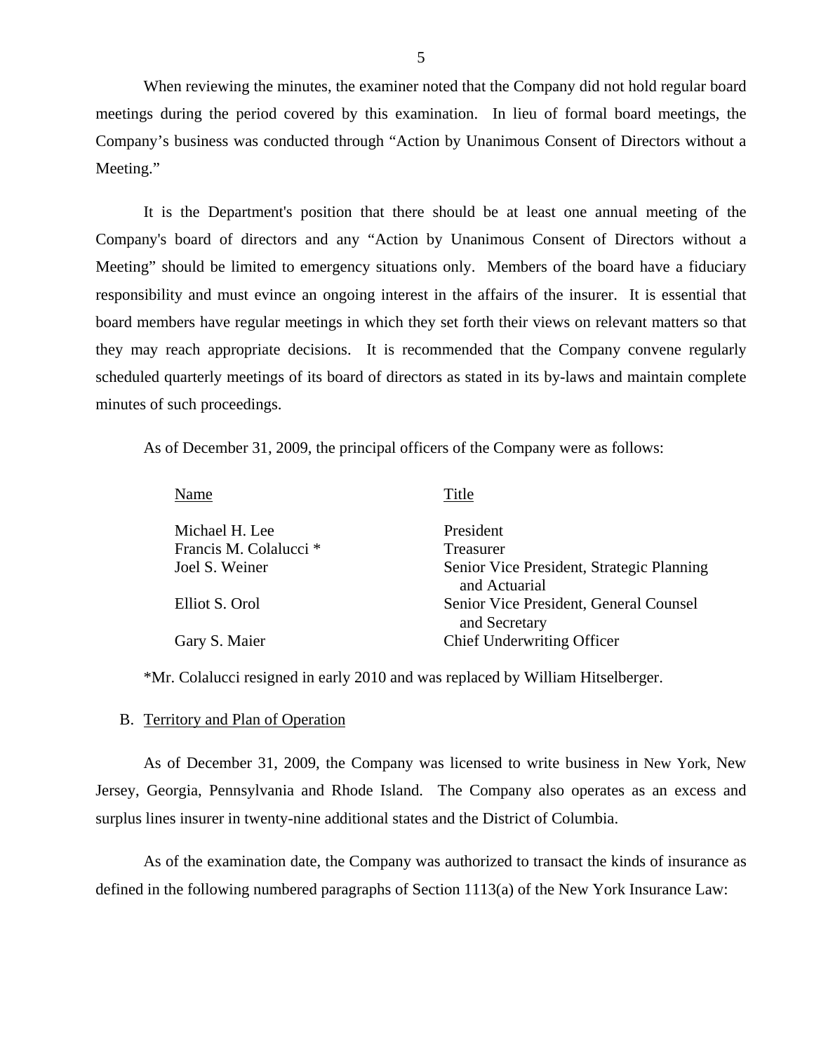When reviewing the minutes, the examiner noted that the Company did not hold regular board meetings during the period covered by this examination. In lieu of formal board meetings, the Company's business was conducted through "Action by Unanimous Consent of Directors without a Meeting."

It is the Department's position that there should be at least one annual meeting of the Company's board of directors and any "Action by Unanimous Consent of Directors without a Meeting" should be limited to emergency situations only. Members of the board have a fiduciary responsibility and must evince an ongoing interest in the affairs of the insurer. It is essential that board members have regular meetings in which they set forth their views on relevant matters so that they may reach appropriate decisions. It is recommended that the Company convene regularly scheduled quarterly meetings of its board of directors as stated in its by-laws and maintain complete minutes of such proceedings.

As of December 31, 2009, the principal officers of the Company were as follows:

| Name | Title |
|---|---|
| Michael H. Lee | President |
| Francis M. Colalucci * | Treasurer |
| Joel S. Weiner | Senior Vice President, Strategic Planning and Actuarial |
| Elliot S. Orol | Senior Vice President, General Counsel and Secretary |
| Gary S. Maier | Chief Underwriting Officer |

*Mr. Colalucci resigned in early 2010 and was replaced by William Hitselberger.

## B. Territory and Plan of Operation

As of December 31, 2009, the Company was licensed to write business in New York, New Jersey, Georgia, Pennsylvania and Rhode Island. The Company also operates as an excess and surplus lines insurer in twenty-nine additional states and the District of Columbia.

As of the examination date, the Company was authorized to transact the kinds of insurance as defined in the following numbered paragraphs of Section 1113(a) of the New York Insurance Law: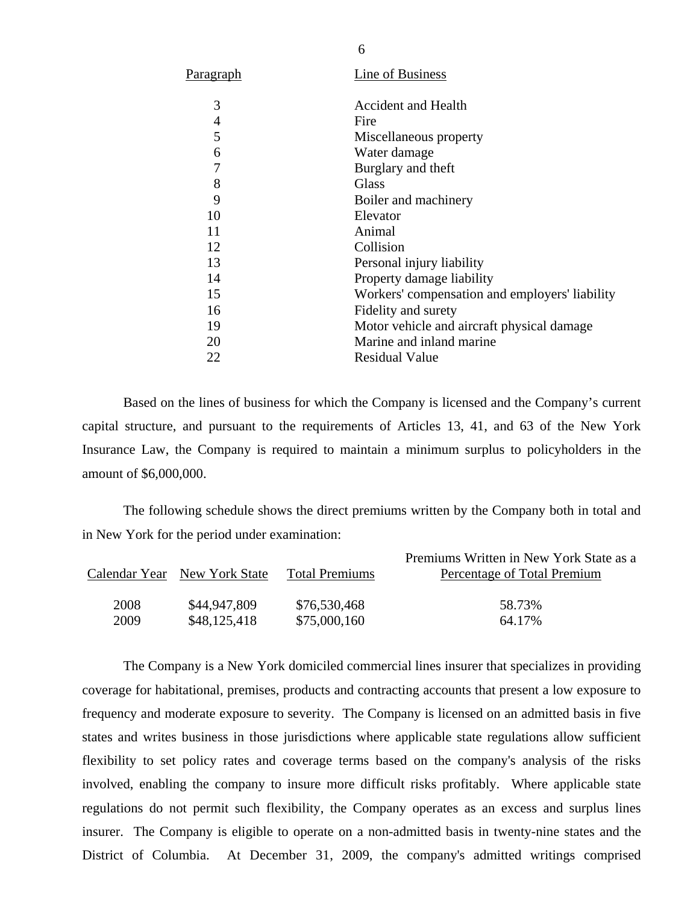| Paragraph | Line of Business |
|---|---|
| 3 | Accident and Health |
| 4 | Fire |
| 5 | Miscellaneous property |
| 6 | Water damage |
| 7 | Burglary and theft |
| 8 | Glass |
| 9 | Boiler and machinery |
| 10 | Elevator |
| 11 | Animal |
| 12 | Collision |
| 13 | Personal injury liability |
| 14 | Property damage liability |
| 15 | Workers' compensation and employers' liability |
| 16 | Fidelity and surety |
| 19 | Motor vehicle and aircraft physical damage |
| 20 | Marine and inland marine |
| 22 | Residual Value |

Based on the lines of business for which the Company is licensed and the Company's current capital structure, and pursuant to the requirements of Articles 13, 41, and 63 of the New York Insurance Law, the Company is required to maintain a minimum surplus to policyholders in the amount of $6,000,000.

The following schedule shows the direct premiums written by the Company both in total and in New York for the period under examination:

| Calendar Year | New York State | Total Premiums | Premiums Written in New York State as a Percentage of Total Premium |
|---|---|---|---|
| 2008 | $44,947,809 | $76,530,468 | 58.73% |
| 2009 | $48,125,418 | $75,000,160 | 64.17% |

The Company is a New York domiciled commercial lines insurer that specializes in providing coverage for habitational, premises, products and contracting accounts that present a low exposure to frequency and moderate exposure to severity. The Company is licensed on an admitted basis in five states and writes business in those jurisdictions where applicable state regulations allow sufficient flexibility to set policy rates and coverage terms based on the company's analysis of the risks involved, enabling the company to insure more difficult risks profitably. Where applicable state regulations do not permit such flexibility, the Company operates as an excess and surplus lines insurer. The Company is eligible to operate on a non-admitted basis in twenty-nine states and the District of Columbia. At December 31, 2009, the company's admitted writings comprised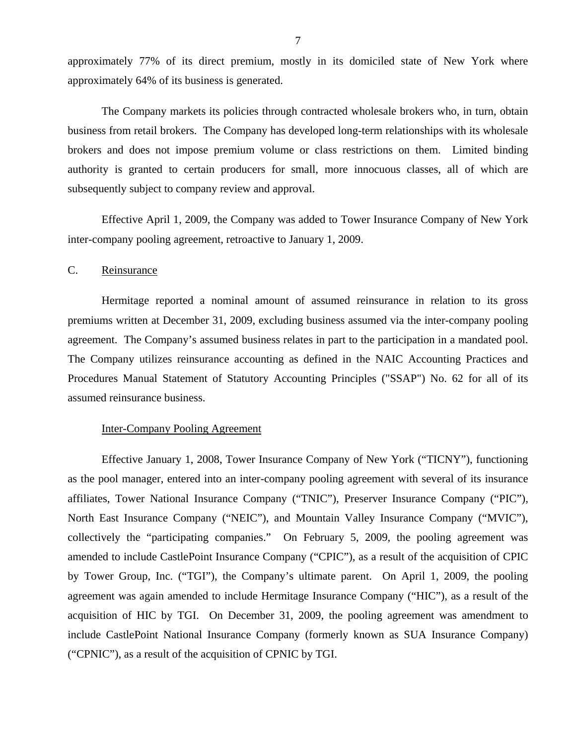approximately 77% of its direct premium, mostly in its domiciled state of New York where approximately 64% of its business is generated.

The Company markets its policies through contracted wholesale brokers who, in turn, obtain business from retail brokers. The Company has developed long-term relationships with its wholesale brokers and does not impose premium volume or class restrictions on them. Limited binding authority is granted to certain producers for small, more innocuous classes, all of which are subsequently subject to company review and approval.

Effective April 1, 2009, the Company was added to Tower Insurance Company of New York inter-company pooling agreement, retroactive to January 1, 2009.

## C. Reinsurance

Hermitage reported a nominal amount of assumed reinsurance in relation to its gross premiums written at December 31, 2009, excluding business assumed via the inter-company pooling agreement. The Company's assumed business relates in part to the participation in a mandated pool. The Company utilizes reinsurance accounting as defined in the NAIC Accounting Practices and Procedures Manual Statement of Statutory Accounting Principles ("SSAP") No. 62 for all of its assumed reinsurance business.

### Inter-Company Pooling Agreement

Effective January 1, 2008, Tower Insurance Company of New York ("TICNY"), functioning as the pool manager, entered into an inter-company pooling agreement with several of its insurance affiliates, Tower National Insurance Company ("TNIC"), Preserver Insurance Company ("PIC"), North East Insurance Company ("NEIC"), and Mountain Valley Insurance Company ("MVIC"), collectively the "participating companies." On February 5, 2009, the pooling agreement was amended to include CastlePoint Insurance Company ("CPIC"), as a result of the acquisition of CPIC by Tower Group, Inc. ("TGI"), the Company's ultimate parent. On April 1, 2009, the pooling agreement was again amended to include Hermitage Insurance Company ("HIC"), as a result of the acquisition of HIC by TGI. On December 31, 2009, the pooling agreement was amendment to include CastlePoint National Insurance Company (formerly known as SUA Insurance Company) ("CPNIC"), as a result of the acquisition of CPNIC by TGI.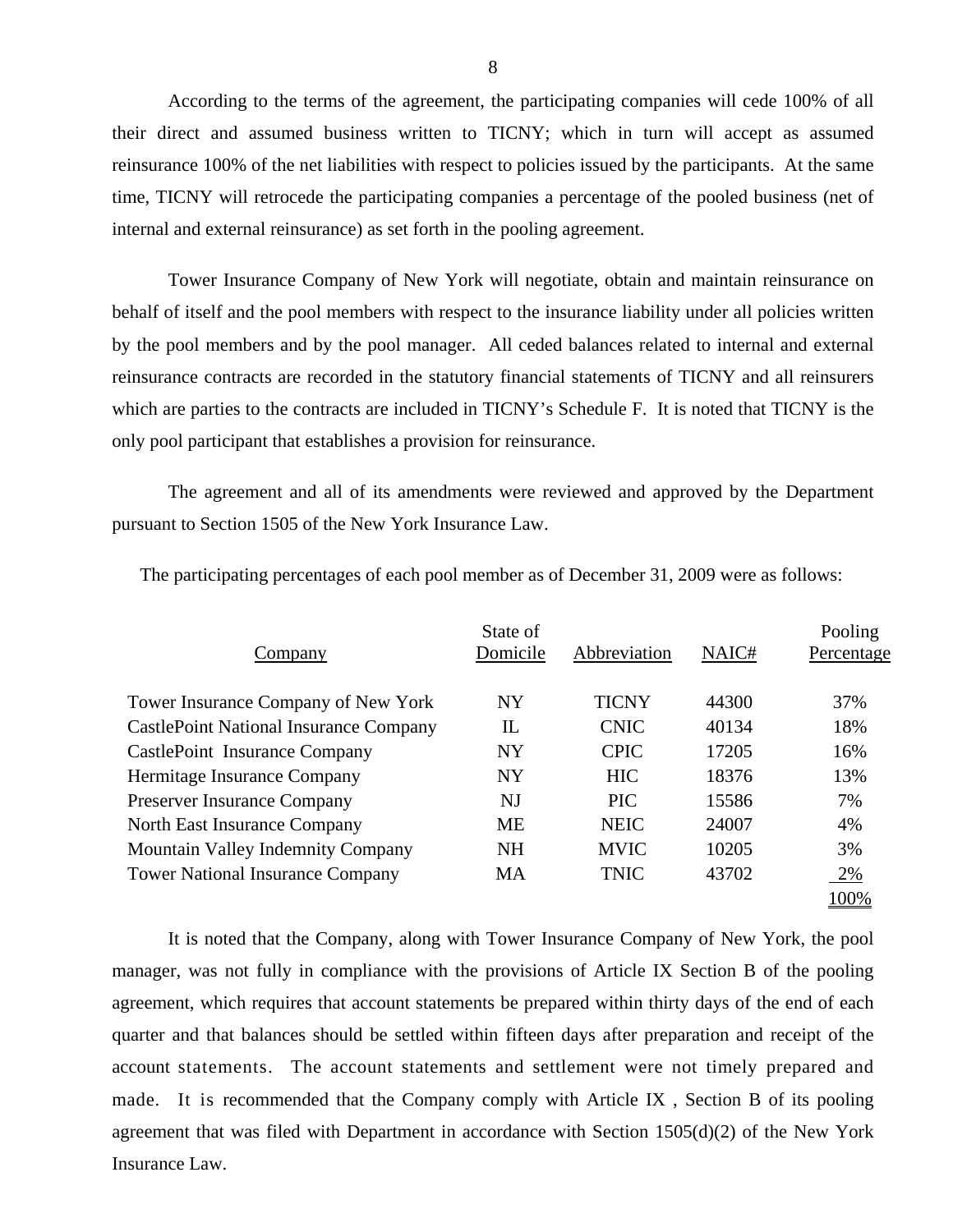According to the terms of the agreement, the participating companies will cede 100% of all their direct and assumed business written to TICNY; which in turn will accept as assumed reinsurance 100% of the net liabilities with respect to policies issued by the participants. At the same time, TICNY will retrocede the participating companies a percentage of the pooled business (net of internal and external reinsurance) as set forth in the pooling agreement.

Tower Insurance Company of New York will negotiate, obtain and maintain reinsurance on behalf of itself and the pool members with respect to the insurance liability under all policies written by the pool members and by the pool manager. All ceded balances related to internal and external reinsurance contracts are recorded in the statutory financial statements of TICNY and all reinsurers which are parties to the contracts are included in TICNY's Schedule F. It is noted that TICNY is the only pool participant that establishes a provision for reinsurance.

The agreement and all of its amendments were reviewed and approved by the Department pursuant to Section 1505 of the New York Insurance Law.

The participating percentages of each pool member as of December 31, 2009 were as follows:

| Company | State of Domicile | Abbreviation | NAIC# | Pooling Percentage |
|---|---|---|---|---|
| Tower Insurance Company of New York | NY | TICNY | 44300 | 37% |
| CastlePoint National Insurance Company | IL | CNIC | 40134 | 18% |
| CastlePoint Insurance Company | NY | CPIC | 17205 | 16% |
| Hermitage Insurance Company | NY | HIC | 18376 | 13% |
| Preserver Insurance Company | NJ | PIC | 15586 | 7% |
| North East Insurance Company | ME | NEIC | 24007 | 4% |
| Mountain Valley Indemnity Company | NH | MVIC | 10205 | 3% |
| Tower National Insurance Company | MA | TNIC | 43702 | 2% |
| | | | | 100% |

It is noted that the Company, along with Tower Insurance Company of New York, the pool manager, was not fully in compliance with the provisions of Article IX Section B of the pooling agreement, which requires that account statements be prepared within thirty days of the end of each quarter and that balances should be settled within fifteen days after preparation and receipt of the account statements. The account statements and settlement were not timely prepared and made. It is recommended that the Company comply with Article IX , Section B of its pooling agreement that was filed with Department in accordance with Section 1505(d)(2) of the New York Insurance Law.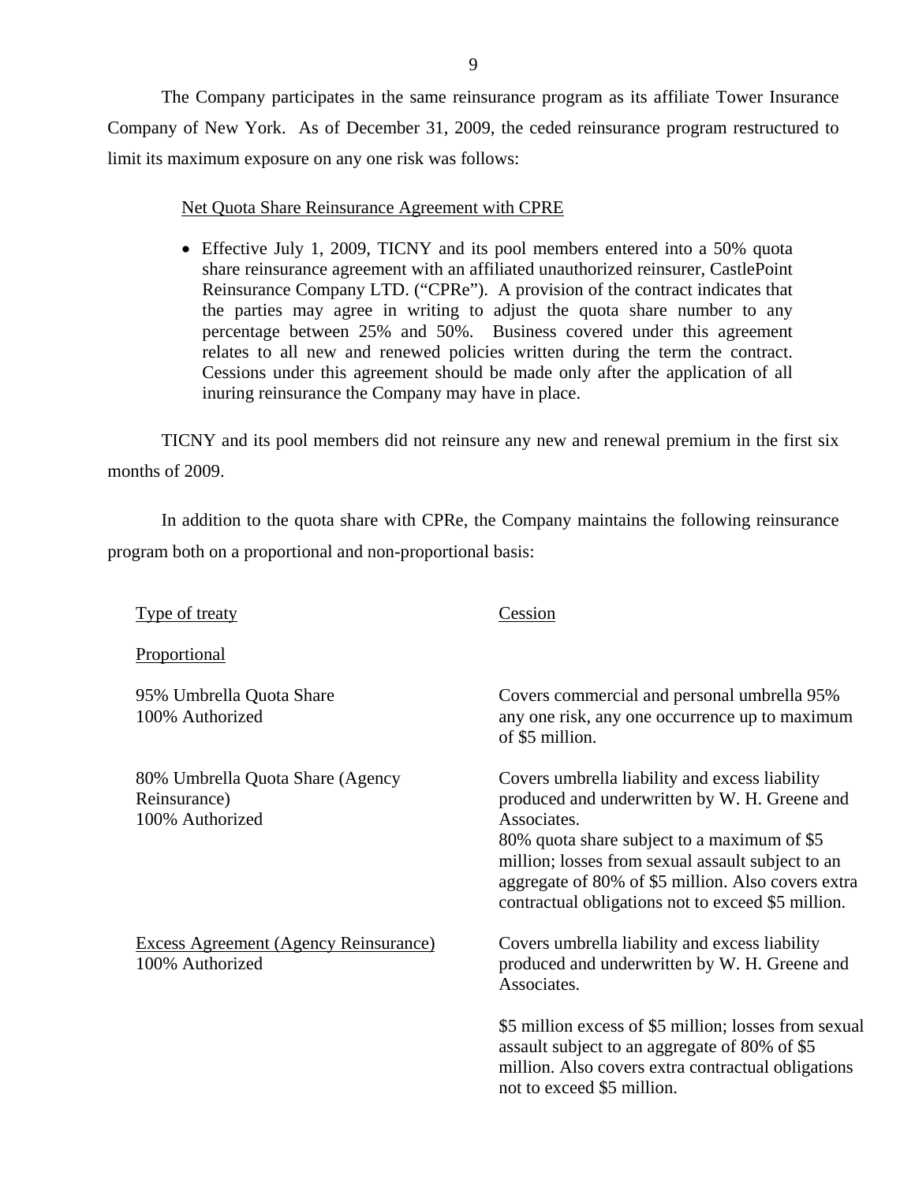The Company participates in the same reinsurance program as its affiliate Tower Insurance Company of New York. As of December 31, 2009, the ceded reinsurance program restructured to limit its maximum exposure on any one risk was follows:

Net Quota Share Reinsurance Agreement with CPRE

- Effective July 1, 2009, TICNY and its pool members entered into a 50% quota share reinsurance agreement with an affiliated unauthorized reinsurer, CastlePoint Reinsurance Company LTD. ("CPRe"). A provision of the contract indicates that the parties may agree in writing to adjust the quota share number to any percentage between 25% and 50%. Business covered under this agreement relates to all new and renewed policies written during the term the contract. Cessions under this agreement should be made only after the application of all inuring reinsurance the Company may have in place.

TICNY and its pool members did not reinsure any new and renewal premium in the first six months of 2009.

In addition to the quota share with CPRe, the Company maintains the following reinsurance program both on a proportional and non-proportional basis:

| Type of treaty | Cession |
|---|---|
| Proportional | |
| 95% Umbrella Quota Share<br>100% Authorized | Covers commercial and personal umbrella 95% any one risk, any one occurrence up to maximum of $5 million. |
| 80% Umbrella Quota Share (Agency Reinsurance)<br>100% Authorized | Covers umbrella liability and excess liability produced and underwritten by W. H. Greene and Associates.<br>80% quota share subject to a maximum of $5 million; losses from sexual assault subject to an aggregate of 80% of $5 million. Also covers extra contractual obligations not to exceed $5 million. |
| Excess Agreement (Agency Reinsurance)<br>100% Authorized | Covers umbrella liability and excess liability produced and underwritten by W. H. Greene and Associates.<br><br>$5 million excess of $5 million; losses from sexual assault subject to an aggregate of 80% of $5 million. Also covers extra contractual obligations not to exceed $5 million. |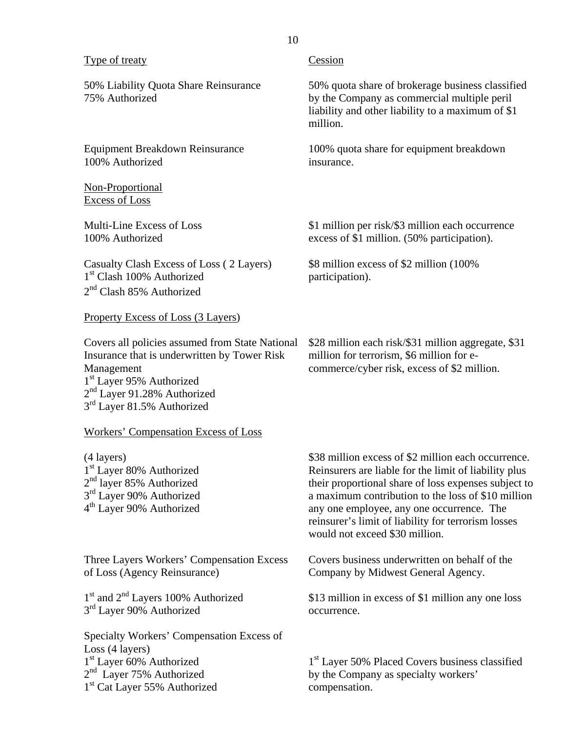| Type of treaty | Cession |
|---|---|
| 50% Liability Quota Share Reinsurance<br>75% Authorized | 50% quota share of brokerage business classified by the Company as commercial multiple peril liability and other liability to a maximum of $1 million. |
| Equipment Breakdown Reinsurance<br>100% Authorized | 100% quota share for equipment breakdown insurance. |
| <u>Non-Proportional</u><br><u>Excess of Loss</u> | |
| Multi-Line Excess of Loss<br>100% Authorized | $1 million per risk/$3 million each occurrence excess of $1 million. (50% participation). |
| Casualty Clash Excess of Loss ( 2 Layers)<br>1st Clash 100% Authorized<br>2nd Clash 85% Authorized | $8 million excess of $2 million (100% participation). |
| <u>Property Excess of Loss (3 Layers)</u> | |
| Covers all policies assumed from State National Insurance that is underwritten by Tower Risk Management<br>1st Layer 95% Authorized<br>2nd Layer 91.28% Authorized<br>3rd Layer 81.5% Authorized | $28 million each risk/$31 million aggregate, $31 million for terrorism, $6 million for e-commerce/cyber risk, excess of $2 million. |
| <u>Workers' Compensation Excess of Loss</u> | |
| (4 layers)<br>1st Layer 80% Authorized<br>2nd layer 85% Authorized<br>3rd Layer 90% Authorized<br>4th Layer 90% Authorized | $38 million excess of $2 million each occurrence. Reinsurers are liable for the limit of liability plus their proportional share of loss expenses subject to a maximum contribution to the loss of $10 million any one employee, any one occurrence. The reinsurer's limit of liability for terrorism losses would not exceed $30 million. |
| Three Layers Workers' Compensation Excess of Loss (Agency Reinsurance) | Covers business underwritten on behalf of the Company by Midwest General Agency. |
| 1st and 2nd Layers 100% Authorized<br>3rd Layer 90% Authorized | $13 million in excess of $1 million any one loss occurrence. |
| Specialty Workers' Compensation Excess of Loss (4 layers)<br>1st Layer 60% Authorized<br>2nd Layer 75% Authorized<br>1st Cat Layer 55% Authorized | 1st Layer 50% Placed Covers business classified by the Company as specialty workers' compensation. |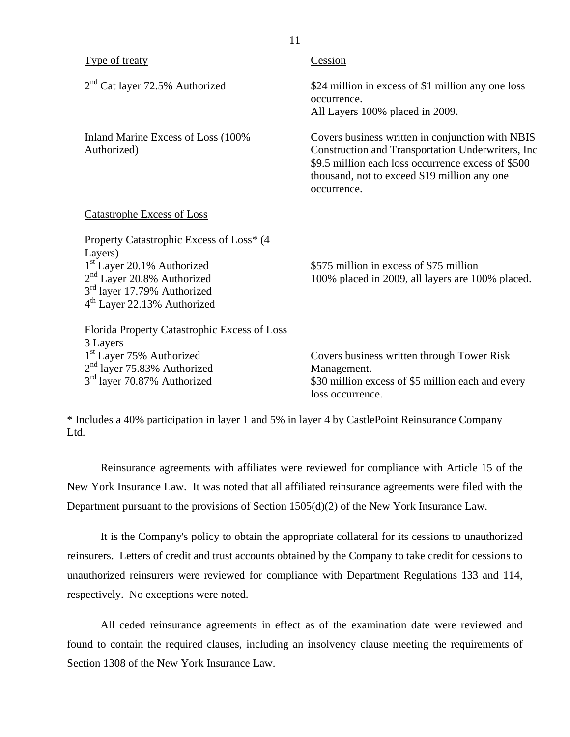| Type of treaty | Cession |
| --- | --- |
| 2nd Cat layer 72.5% Authorized | $24 million in excess of $1 million any one loss occurrence. All Layers 100% placed in 2009. |
| Inland Marine Excess of Loss (100% Authorized) | Covers business written in conjunction with NBIS Construction and Transportation Underwriters, Inc $9.5 million each loss occurrence excess of $500 thousand, not to exceed $19 million any one occurrence. |
| Catastrophe Excess of Loss | |
| Property Catastrophic Excess of Loss* (4 Layers)<br>1st Layer 20.1% Authorized<br>2nd Layer 20.8% Authorized<br>3rd layer 17.79% Authorized<br>4th Layer 22.13% Authorized | $575 million in excess of $75 million<br>100% placed in 2009, all layers are 100% placed. |
| Florida Property Catastrophic Excess of Loss 3 Layers<br>1st Layer 75% Authorized<br>2nd layer 75.83% Authorized<br>3rd layer 70.87% Authorized | Covers business written through Tower Risk Management.<br>$30 million excess of $5 million each and every loss occurrence. |

* Includes a 40% participation in layer 1 and 5% in layer 4 by CastlePoint Reinsurance Company Ltd.

Reinsurance agreements with affiliates were reviewed for compliance with Article 15 of the New York Insurance Law. It was noted that all affiliated reinsurance agreements were filed with the Department pursuant to the provisions of Section 1505(d)(2) of the New York Insurance Law.

It is the Company's policy to obtain the appropriate collateral for its cessions to unauthorized reinsurers. Letters of credit and trust accounts obtained by the Company to take credit for cessions to unauthorized reinsurers were reviewed for compliance with Department Regulations 133 and 114, respectively. No exceptions were noted.

All ceded reinsurance agreements in effect as of the examination date were reviewed and found to contain the required clauses, including an insolvency clause meeting the requirements of Section 1308 of the New York Insurance Law.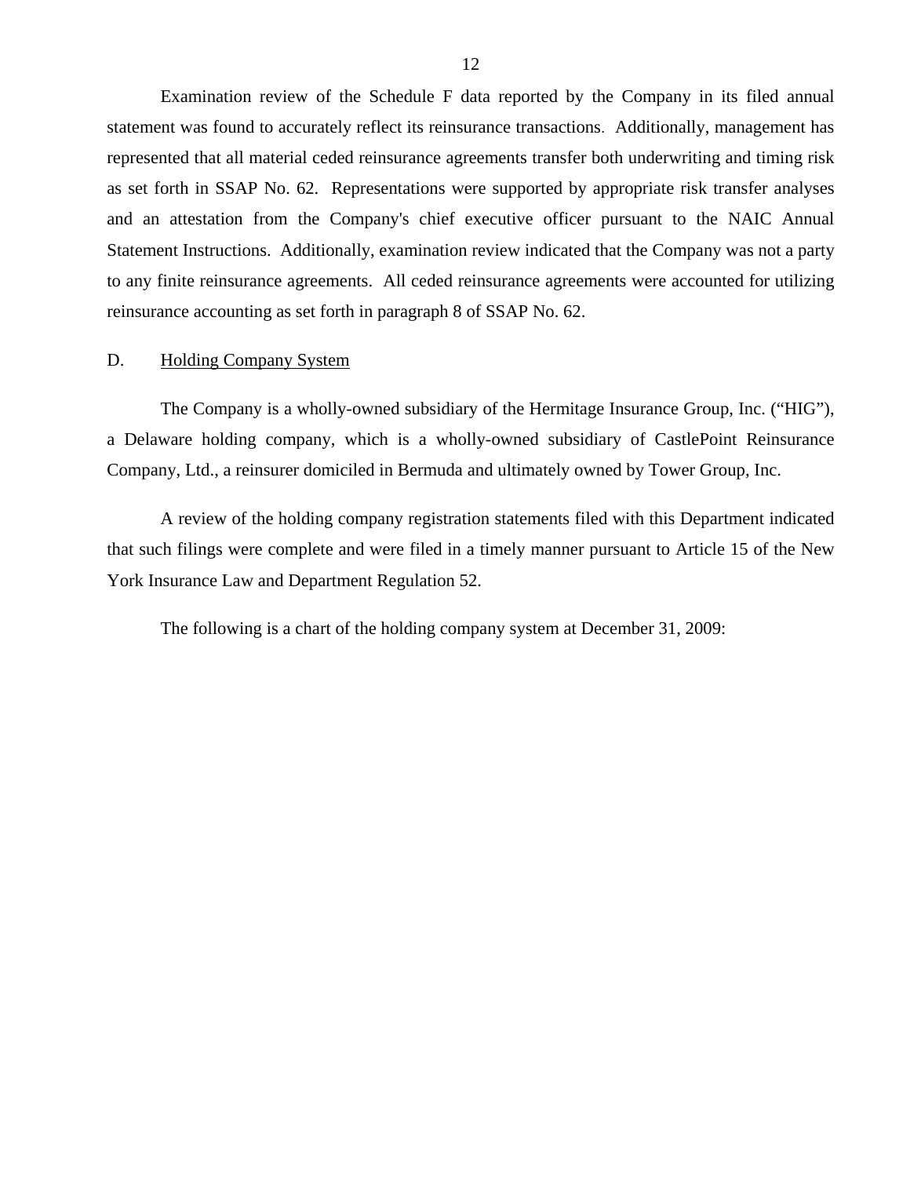Examination review of the Schedule F data reported by the Company in its filed annual statement was found to accurately reflect its reinsurance transactions. Additionally, management has represented that all material ceded reinsurance agreements transfer both underwriting and timing risk as set forth in SSAP No. 62. Representations were supported by appropriate risk transfer analyses and an attestation from the Company's chief executive officer pursuant to the NAIC Annual Statement Instructions. Additionally, examination review indicated that the Company was not a party to any finite reinsurance agreements. All ceded reinsurance agreements were accounted for utilizing reinsurance accounting as set forth in paragraph 8 of SSAP No. 62.

## D. Holding Company System

The Company is a wholly-owned subsidiary of the Hermitage Insurance Group, Inc. ("HIG"), a Delaware holding company, which is a wholly-owned subsidiary of CastlePoint Reinsurance Company, Ltd., a reinsurer domiciled in Bermuda and ultimately owned by Tower Group, Inc.

A review of the holding company registration statements filed with this Department indicated that such filings were complete and were filed in a timely manner pursuant to Article 15 of the New York Insurance Law and Department Regulation 52.

The following is a chart of the holding company system at December 31, 2009: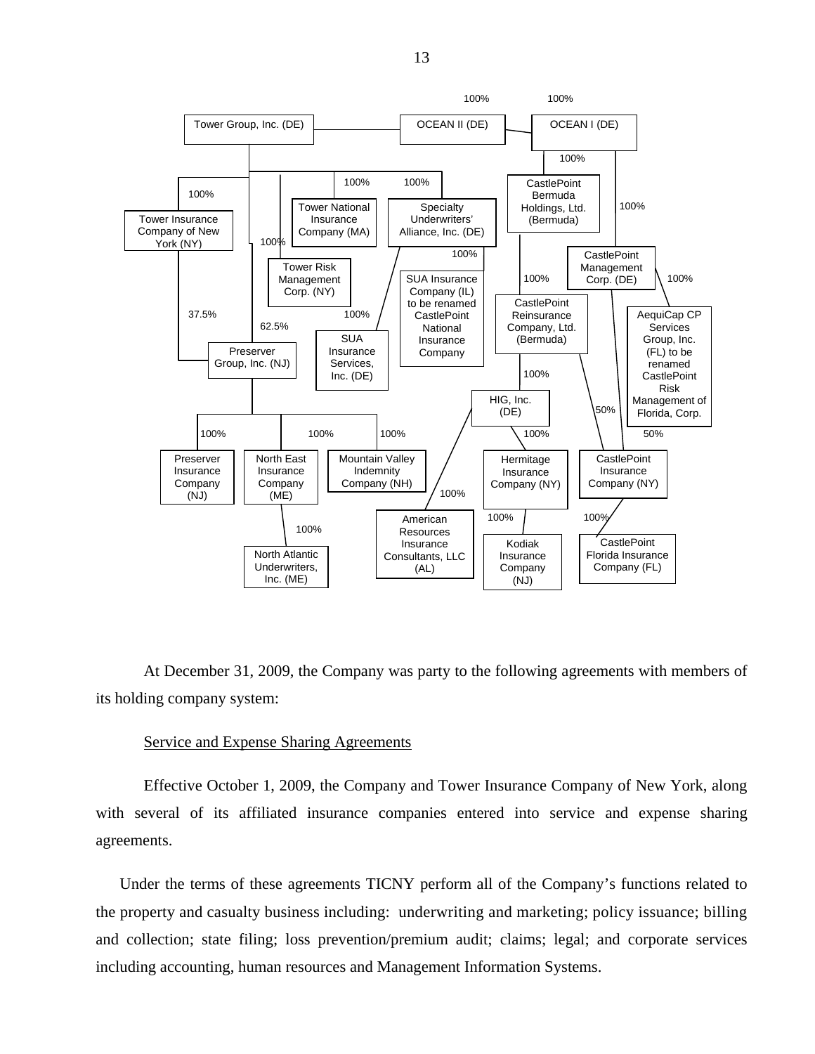- Tower Group, Inc. (DE)
  - 100% OCEAN II (DE)
    - 100% OCEAN I (DE)
      - 100% CastlePoint Bermuda Holdings, Ltd. (Bermuda)
        - 100% CastlePoint Reinsurance Company, Ltd. (Bermuda)
          - 100% HIG, Inc. (DE)
            - 100% Hermitage Insurance Company (NY)
              - 100% Kodiak Insurance Company (NJ)
            - 100% American Resources Insurance Consultants, LLC (AL)
          - 50% CastlePoint Insurance Company (NY)
            - 100% CastlePoint Florida Insurance Company (FL)
      - 100% CastlePoint Management Corp. (DE)
        - 100% AequiCap CP Services Group, Inc. (FL) to be renamed CastlePoint Risk Management of Florida, Corp.
        - 50% CastlePoint Insurance Company (NY)
  - 100% Tower Insurance Company of New York (NY)
    - 37.5% Preserver Group, Inc. (NJ)
  - 100% Tower Risk Management Corp. (NY)
  - 100% Tower National Insurance Company (MA)
  - 100% Specialty Underwriters' Alliance, Inc. (DE)
    - 100% SUA Insurance Company (IL) to be renamed CastlePoint National Insurance Company
    - 100% SUA Insurance Services, Inc. (DE)
  - 62.5% Preserver Group, Inc. (NJ)
    - 100% Preserver Insurance Company (NJ)
    - 100% North East Insurance Company (ME)
      - 100% North Atlantic Underwriters, Inc. (ME)
    - 100% Mountain Valley Indemnity Company (NH)

At December 31, 2009, the Company was party to the following agreements with members of its holding company system:

Service and Expense Sharing Agreements

Effective October 1, 2009, the Company and Tower Insurance Company of New York, along with several of its affiliated insurance companies entered into service and expense sharing agreements.

Under the terms of these agreements TICNY perform all of the Company's functions related to the property and casualty business including: underwriting and marketing; policy issuance; billing and collection; state filing; loss prevention/premium audit; claims; legal; and corporate services including accounting, human resources and Management Information Systems.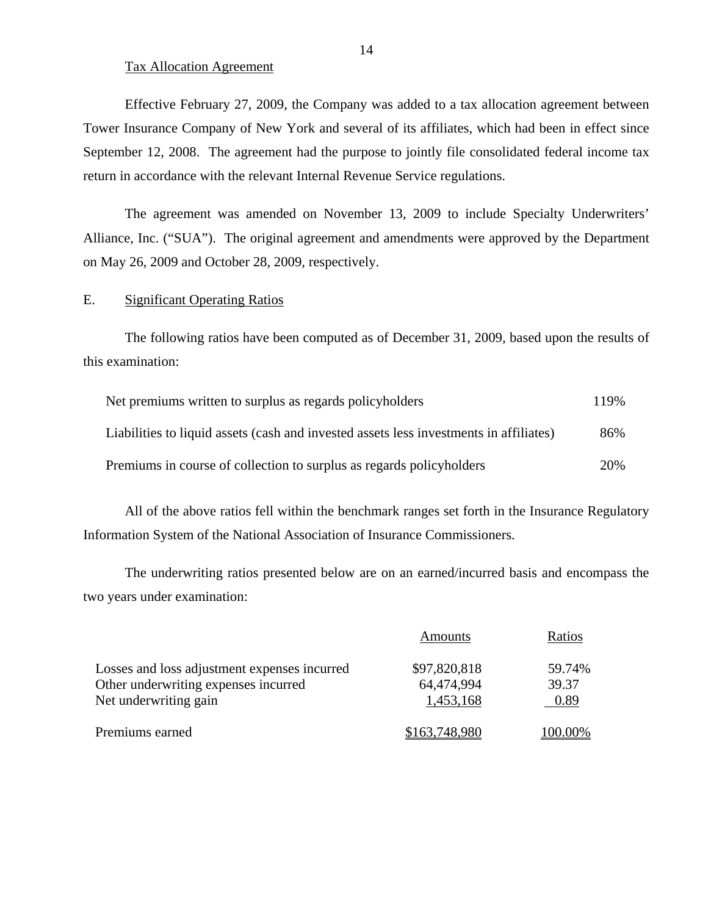Tax Allocation Agreement

Effective February 27, 2009, the Company was added to a tax allocation agreement between Tower Insurance Company of New York and several of its affiliates, which had been in effect since September 12, 2008. The agreement had the purpose to jointly file consolidated federal income tax return in accordance with the relevant Internal Revenue Service regulations.

The agreement was amended on November 13, 2009 to include Specialty Underwriters' Alliance, Inc. ("SUA"). The original agreement and amendments were approved by the Department on May 26, 2009 and October 28, 2009, respectively.

## E. Significant Operating Ratios

The following ratios have been computed as of December 31, 2009, based upon the results of this examination:

| | |
|---|---|
| Net premiums written to surplus as regards policyholders | 119% |
| Liabilities to liquid assets (cash and invested assets less investments in affiliates) | 86% |
| Premiums in course of collection to surplus as regards policyholders | 20% |

All of the above ratios fell within the benchmark ranges set forth in the Insurance Regulatory Information System of the National Association of Insurance Commissioners.

The underwriting ratios presented below are on an earned/incurred basis and encompass the two years under examination:

| | Amounts | Ratios |
|---|---|---|
| Losses and loss adjustment expenses incurred | $97,820,818 | 59.74% |
| Other underwriting expenses incurred | 64,474,994 | 39.37 |
| Net underwriting gain | 1,453,168 | 0.89 |
| Premiums earned | $163,748,980 | 100.00% |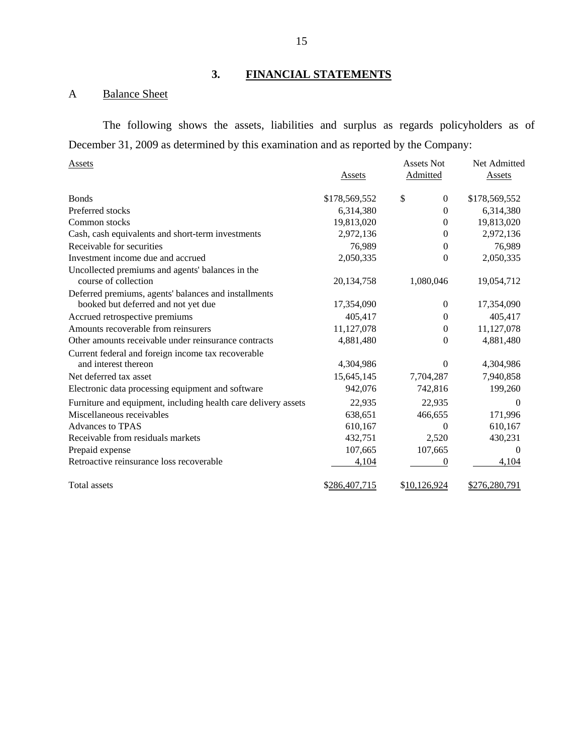## 3. FINANCIAL STATEMENTS

### A Balance Sheet

The following shows the assets, liabilities and surplus as regards policyholders as of December 31, 2009 as determined by this examination and as reported by the Company:

| Assets | Assets | Assets Not Admitted | Net Admitted Assets |
|---|---|---|---|
| Bonds | $178,569,552 | $ 0 | $178,569,552 |
| Preferred stocks | 6,314,380 | 0 | 6,314,380 |
| Common stocks | 19,813,020 | 0 | 19,813,020 |
| Cash, cash equivalents and short-term investments | 2,972,136 | 0 | 2,972,136 |
| Receivable for securities | 76,989 | 0 | 76,989 |
| Investment income due and accrued | 2,050,335 | 0 | 2,050,335 |
| Uncollected premiums and agents' balances in the course of collection | 20,134,758 | 1,080,046 | 19,054,712 |
| Deferred premiums, agents' balances and installments booked but deferred and not yet due | 17,354,090 | 0 | 17,354,090 |
| Accrued retrospective premiums | 405,417 | 0 | 405,417 |
| Amounts recoverable from reinsurers | 11,127,078 | 0 | 11,127,078 |
| Other amounts receivable under reinsurance contracts | 4,881,480 | 0 | 4,881,480 |
| Current federal and foreign income tax recoverable and interest thereon | 4,304,986 | 0 | 4,304,986 |
| Net deferred tax asset | 15,645,145 | 7,704,287 | 7,940,858 |
| Electronic data processing equipment and software | 942,076 | 742,816 | 199,260 |
| Furniture and equipment, including health care delivery assets | 22,935 | 22,935 | 0 |
| Miscellaneous receivables | 638,651 | 466,655 | 171,996 |
| Advances to TPAS | 610,167 | 0 | 610,167 |
| Receivable from residuals markets | 432,751 | 2,520 | 430,231 |
| Prepaid expense | 107,665 | 107,665 | 0 |
| Retroactive reinsurance loss recoverable | 4,104 | 0 | 4,104 |
| Total assets | $286,407,715 | $10,126,924 | $276,280,791 |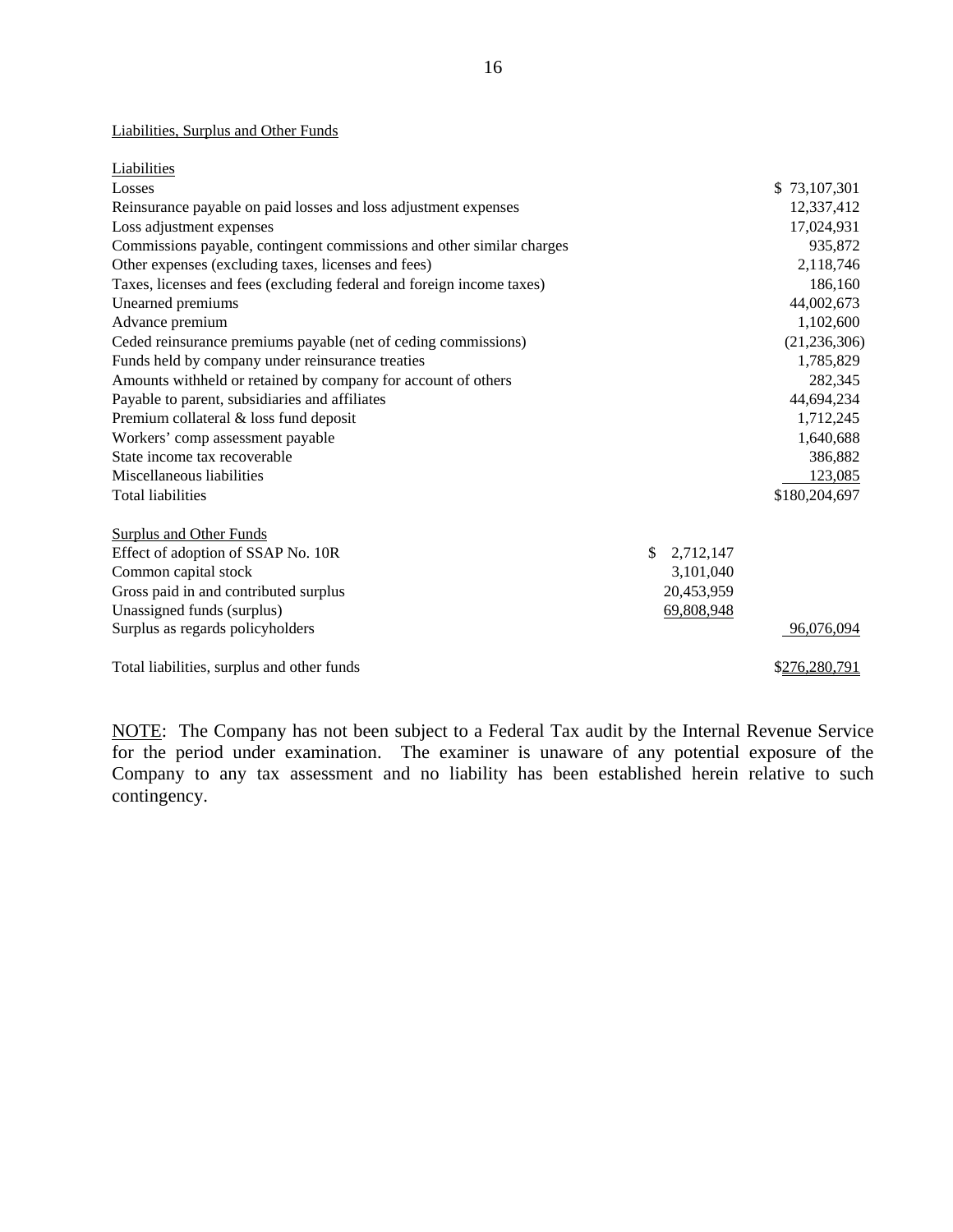Liabilities, Surplus and Other Funds

| | | |
|---|---|---|
| **Liabilities** | | |
| Losses | | $ 73,107,301 |
| Reinsurance payable on paid losses and loss adjustment expenses | | 12,337,412 |
| Loss adjustment expenses | | 17,024,931 |
| Commissions payable, contingent commissions and other similar charges | | 935,872 |
| Other expenses (excluding taxes, licenses and fees) | | 2,118,746 |
| Taxes, licenses and fees (excluding federal and foreign income taxes) | | 186,160 |
| Unearned premiums | | 44,002,673 |
| Advance premium | | 1,102,600 |
| Ceded reinsurance premiums payable (net of ceding commissions) | | (21,236,306) |
| Funds held by company under reinsurance treaties | | 1,785,829 |
| Amounts withheld or retained by company for account of others | | 282,345 |
| Payable to parent, subsidiaries and affiliates | | 44,694,234 |
| Premium collateral & loss fund deposit | | 1,712,245 |
| Workers' comp assessment payable | | 1,640,688 |
| State income tax recoverable | | 386,882 |
| Miscellaneous liabilities | | 123,085 |
| Total liabilities | | $180,204,697 |
| | | |
| **Surplus and Other Funds** | | |
| Effect of adoption of SSAP No. 10R | $ 2,712,147 | |
| Common capital stock | 3,101,040 | |
| Gross paid in and contributed surplus | 20,453,959 | |
| Unassigned funds (surplus) | 69,808,948 | |
| Surplus as regards policyholders | | 96,076,094 |
| | | |
| Total liabilities, surplus and other funds | | $276,280,791 |

NOTE: The Company has not been subject to a Federal Tax audit by the Internal Revenue Service for the period under examination. The examiner is unaware of any potential exposure of the Company to any tax assessment and no liability has been established herein relative to such contingency.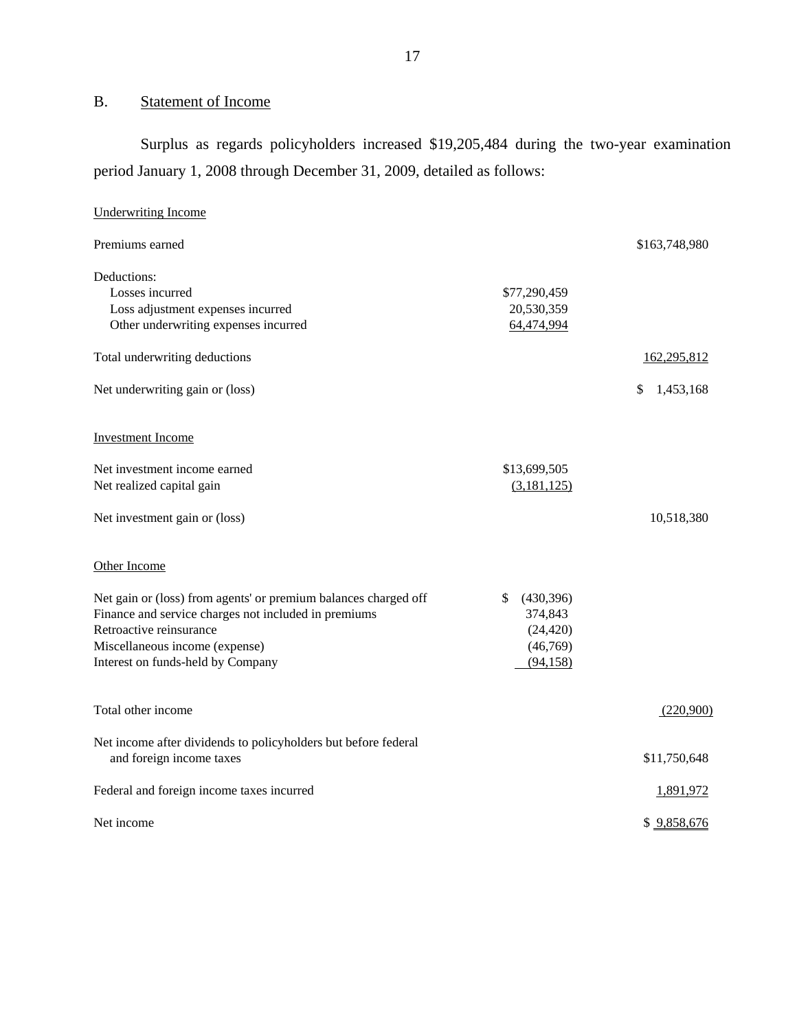## B. Statement of Income

Surplus as regards policyholders increased $19,205,484 during the two-year examination period January 1, 2008 through December 31, 2009, detailed as follows:

| | | |
|---|---|---|
| Underwriting Income | | |
| Premiums earned | | $163,748,980 |
| Deductions: | | |
| Losses incurred | $77,290,459 | |
| Loss adjustment expenses incurred | 20,530,359 | |
| Other underwriting expenses incurred | 64,474,994 | |
| Total underwriting deductions | | 162,295,812 |
| Net underwriting gain or (loss) | | $ 1,453,168 |
| Investment Income | | |
| Net investment income earned | $13,699,505 | |
| Net realized capital gain | (3,181,125) | |
| Net investment gain or (loss) | | 10,518,380 |
| Other Income | | |
| Net gain or (loss) from agents' or premium balances charged off | $ (430,396) | |
| Finance and service charges not included in premiums | 374,843 | |
| Retroactive reinsurance | (24,420) | |
| Miscellaneous income (expense) | (46,769) | |
| Interest on funds-held by Company | (94,158) | |
| Total other income | | (220,900) |
| Net income after dividends to policyholders but before federal and foreign income taxes | | $11,750,648 |
| Federal and foreign income taxes incurred | | 1,891,972 |
| Net income | | $ 9,858,676 |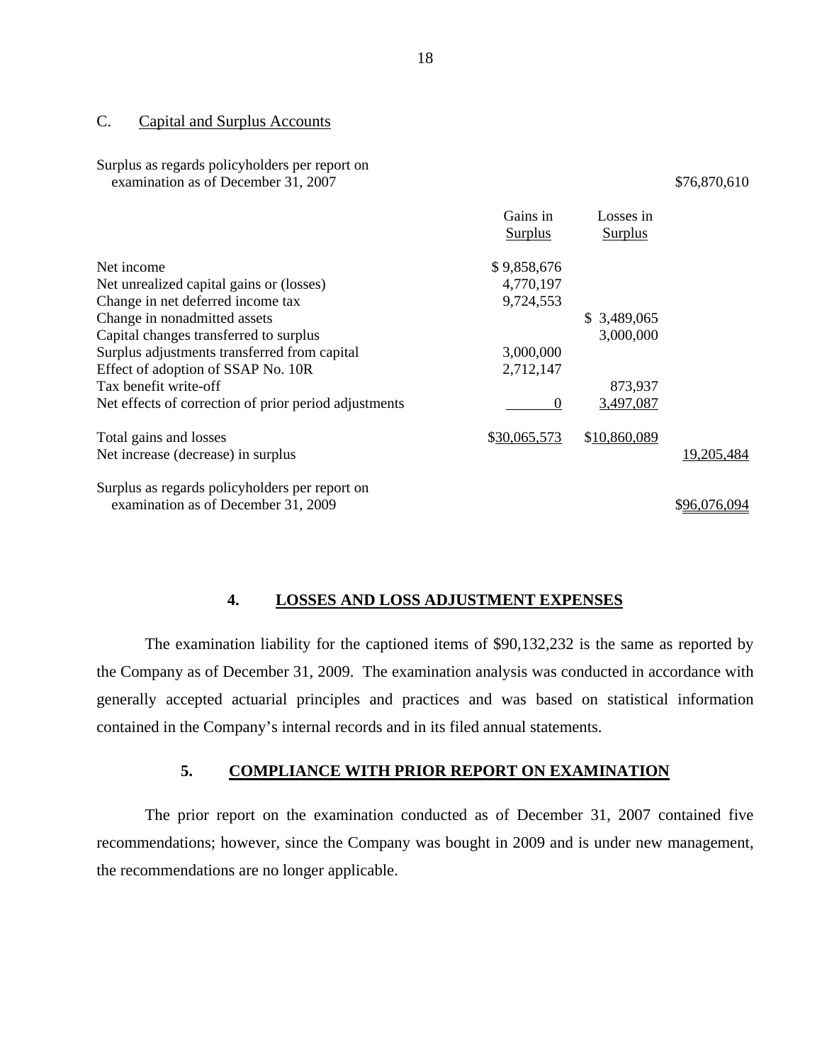## C. Capital and Surplus Accounts

| | Gains in Surplus | Losses in Surplus | |
|---|---|---|---|
| Surplus as regards policyholders per report on examination as of December 31, 2007 | | | $76,870,610 |
| Net income | $ 9,858,676 | | |
| Net unrealized capital gains or (losses) | 4,770,197 | | |
| Change in net deferred income tax | 9,724,553 | | |
| Change in nonadmitted assets | | $ 3,489,065 | |
| Capital changes transferred to surplus | | 3,000,000 | |
| Surplus adjustments transferred from capital | 3,000,000 | | |
| Effect of adoption of SSAP No. 10R | 2,712,147 | | |
| Tax benefit write-off | | 873,937 | |
| Net effects of correction of prior period adjustments | 0 | 3,497,087 | |
| Total gains and losses | $30,065,573 | $10,860,089 | |
| Net increase (decrease) in surplus | | | 19,205,484 |
| Surplus as regards policyholders per report on examination as of December 31, 2009 | | | $96,076,094 |

## 4. LOSSES AND LOSS ADJUSTMENT EXPENSES

The examination liability for the captioned items of $90,132,232 is the same as reported by the Company as of December 31, 2009. The examination analysis was conducted in accordance with generally accepted actuarial principles and practices and was based on statistical information contained in the Company's internal records and in its filed annual statements.

## 5. COMPLIANCE WITH PRIOR REPORT ON EXAMINATION

The prior report on the examination conducted as of December 31, 2007 contained five recommendations; however, since the Company was bought in 2009 and is under new management, the recommendations are no longer applicable.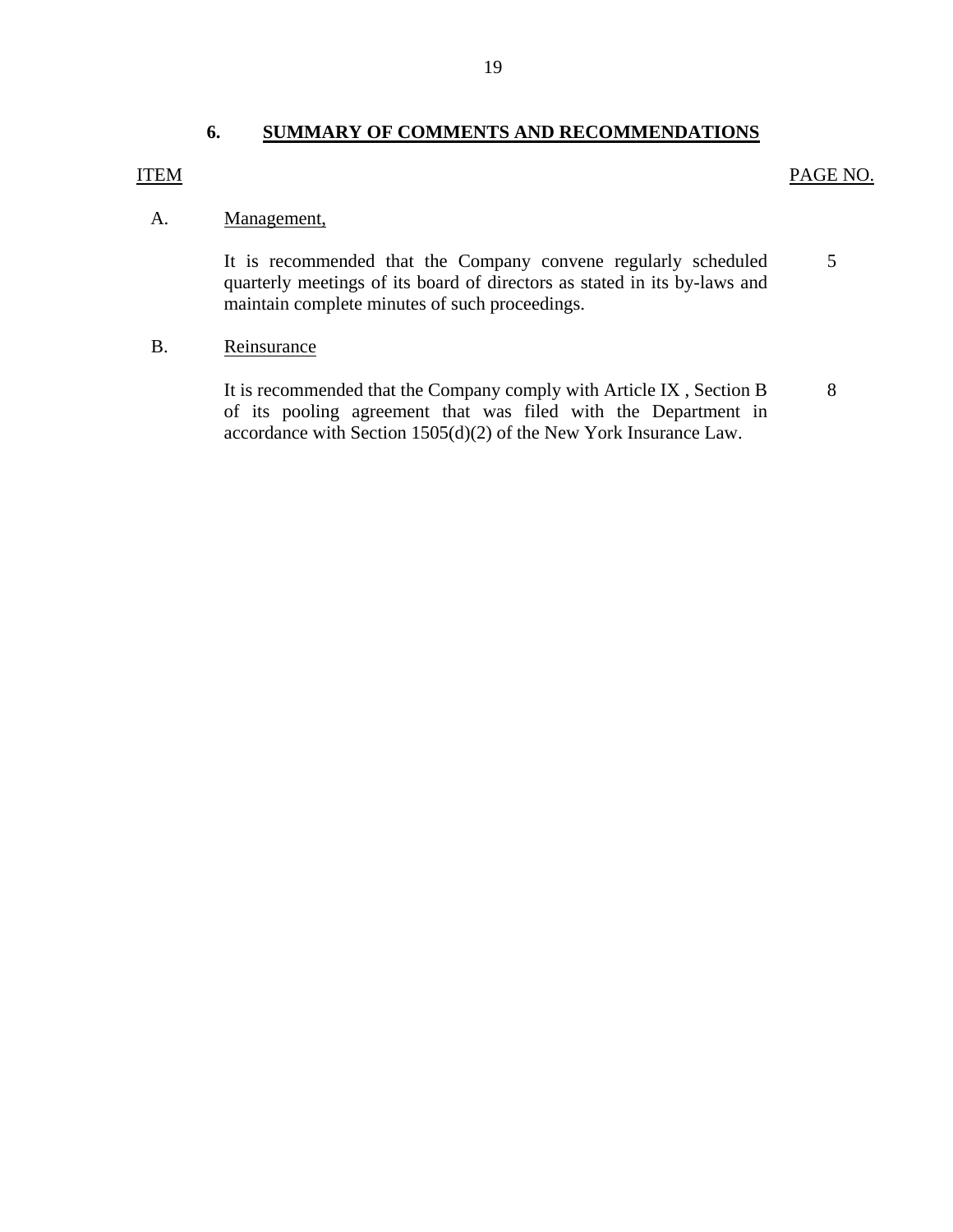## 6. SUMMARY OF COMMENTS AND RECOMMENDATIONS

| ITEM | | PAGE NO. |
|---|---|---|
| A. | Management, | |
| | It is recommended that the Company convene regularly scheduled quarterly meetings of its board of directors as stated in its by-laws and maintain complete minutes of such proceedings. | 5 |
| B. | Reinsurance | |
| | It is recommended that the Company comply with Article IX , Section B of its pooling agreement that was filed with the Department in accordance with Section 1505(d)(2) of the New York Insurance Law. | 8 |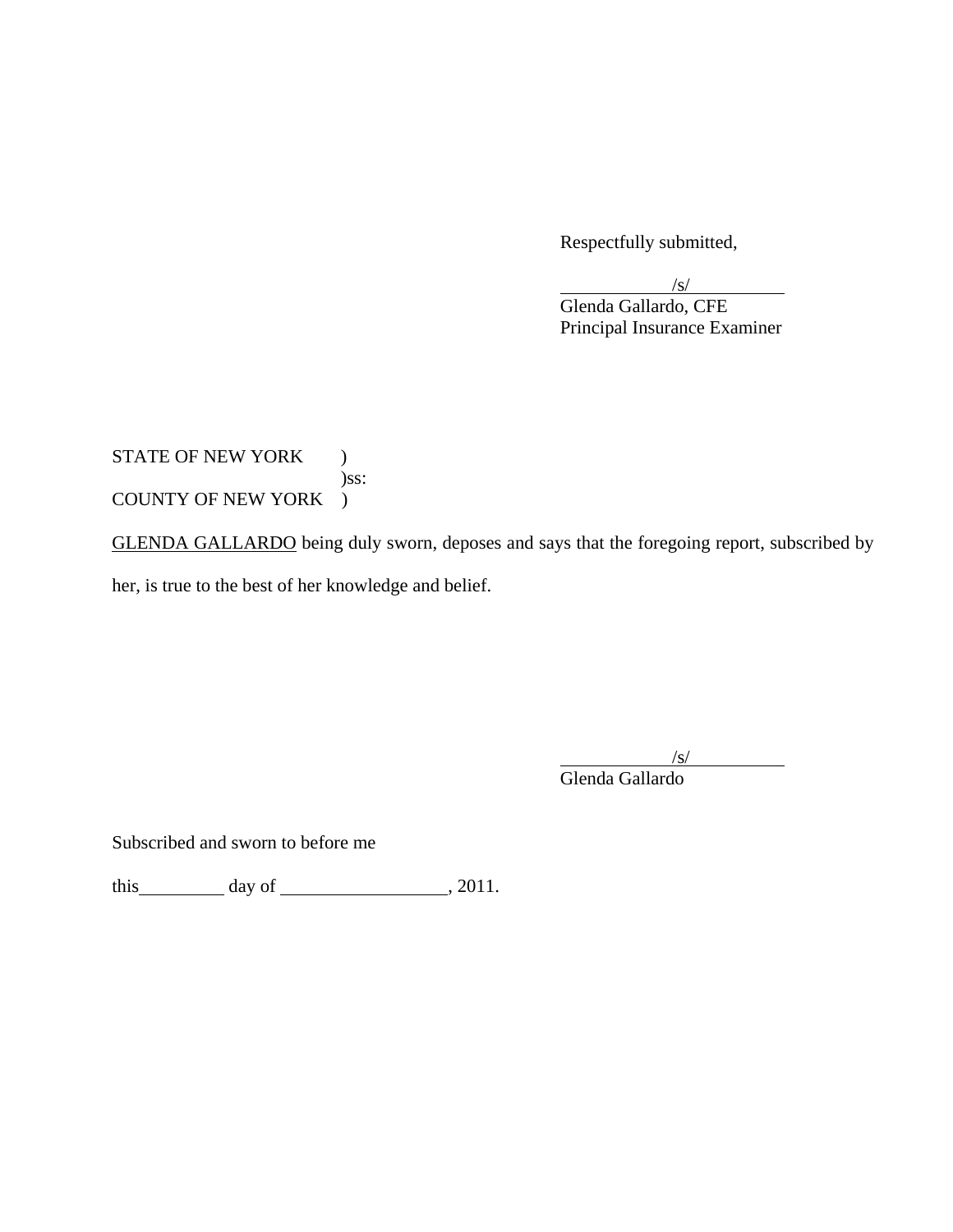Respectfully submitted,

/s/

Glenda Gallardo, CFE
Principal Insurance Examiner

STATE OF NEW YORK )
)ss:
COUNTY OF NEW YORK )

GLENDA GALLARDO being duly sworn, deposes and says that the foregoing report, subscribed by her, is true to the best of her knowledge and belief.

/s/

Glenda Gallardo

Subscribed and sworn to before me

this\_\_\_\_\_\_\_\_\_ day of \_\_\_\_\_\_\_\_\_\_\_\_\_\_\_\_\_\_, 2011.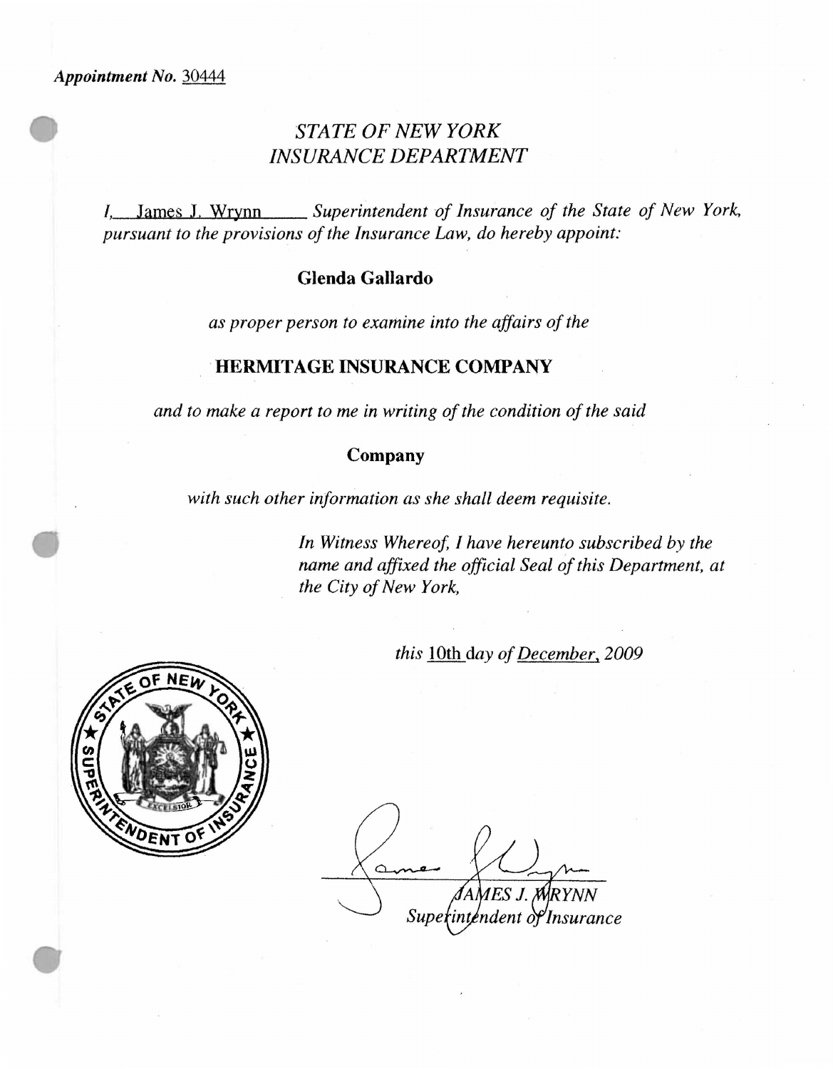*Appointment No.* 30444

## *STATE OF NEW YORK*
## *INSURANCE DEPARTMENT*

*I,* James J. Wrynn *Superintendent of Insurance of the State of New York, pursuant to the provisions of the Insurance Law, do hereby appoint:*

**Glenda Gallardo**

*as proper person to examine into the affairs of the*

**HERMITAGE INSURANCE COMPANY**

*and to make a report to me in writing of the condition of the said*

**Company**

*with such other information as she shall deem requisite.*

*In Witness Whereof, I have hereunto subscribed by the name and affixed the official Seal of this Department, at the City of New York,*

*this* 10th *day of* December, *2009*

*JAMES J. WRYNN*
*Superintendent of Insurance*